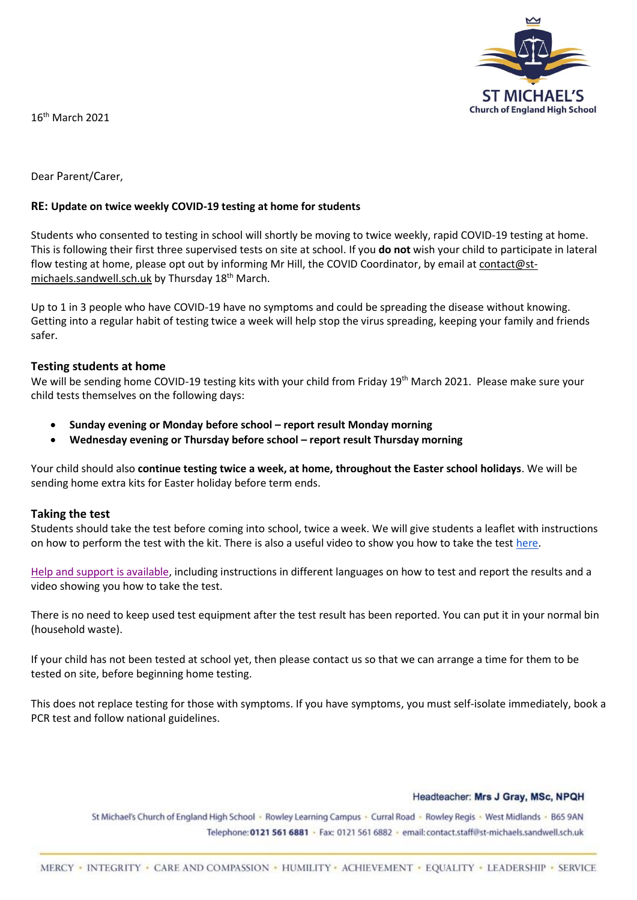ST MICHAEL'S
Church of England High School

16th March 2021

Dear Parent/Carer,

**RE: Update on twice weekly COVID-19 testing at home for students**

Students who consented to testing in school will shortly be moving to twice weekly, rapid COVID-19 testing at home. This is following their first three supervised tests on site at school. If you **do not** wish your child to participate in lateral flow testing at home, please opt out by informing Mr Hill, the COVID Coordinator, by email at contact@st-michaels.sandwell.sch.uk by Thursday 18th March.

Up to 1 in 3 people who have COVID-19 have no symptoms and could be spreading the disease without knowing. Getting into a regular habit of testing twice a week will help stop the virus spreading, keeping your family and friends safer.

### Testing students at home

We will be sending home COVID-19 testing kits with your child from Friday 19th March 2021. Please make sure your child tests themselves on the following days:

- **Sunday evening or Monday before school – report result Monday morning**
- **Wednesday evening or Thursday before school – report result Thursday morning**

Your child should also **continue testing twice a week, at home, throughout the Easter school holidays**. We will be sending home extra kits for Easter holiday before term ends.

### Taking the test

Students should take the test before coming into school, twice a week. We will give students a leaflet with instructions on how to perform the test with the kit. There is also a useful video to show you how to take the test here.

Help and support is available, including instructions in different languages on how to test and report the results and a video showing you how to take the test.

There is no need to keep used test equipment after the test result has been reported. You can put it in your normal bin (household waste).

If your child has not been tested at school yet, then please contact us so that we can arrange a time for them to be tested on site, before beginning home testing.

This does not replace testing for those with symptoms. If you have symptoms, you must self-isolate immediately, book a PCR test and follow national guidelines.

Headteacher: **Mrs J Gray, MSc, NPQH**

St Michael's Church of England High School · Rowley Learning Campus · Curral Road · Rowley Regis · West Midlands · B65 9AN
Telephone: **0121 561 6881** · Fax: 0121 561 6882 · email: contact.staff@st-michaels.sandwell.sch.uk

MERCY · INTEGRITY · CARE AND COMPASSION · HUMILITY · ACHIEVEMENT · EQUALITY · LEADERSHIP · SERVICE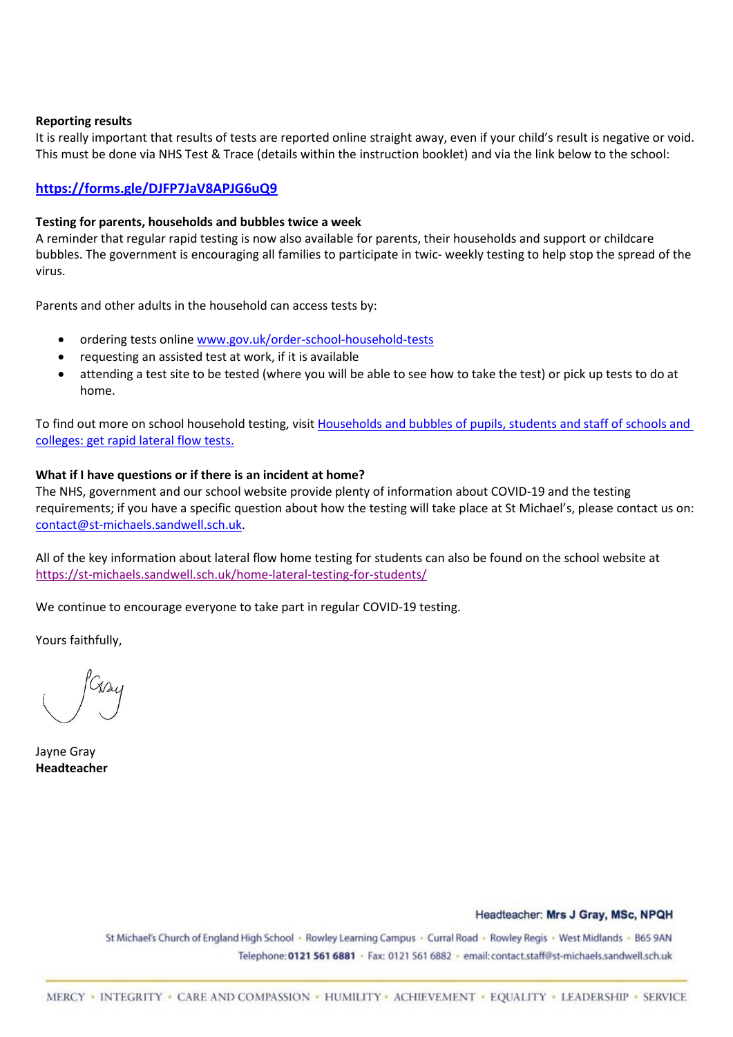**Reporting results**
It is really important that results of tests are reported online straight away, even if your child's result is negative or void. This must be done via NHS Test & Trace (details within the instruction booklet) and via the link below to the school:

**https://forms.gle/DJFP7JaV8APJG6uQ9**

**Testing for parents, households and bubbles twice a week**
A reminder that regular rapid testing is now also available for parents, their households and support or childcare bubbles. The government is encouraging all families to participate in twic- weekly testing to help stop the spread of the virus.

Parents and other adults in the household can access tests by:

- ordering tests online www.gov.uk/order-school-household-tests
- requesting an assisted test at work, if it is available
- attending a test site to be tested (where you will be able to see how to take the test) or pick up tests to do at home.

To find out more on school household testing, visit Households and bubbles of pupils, students and staff of schools and colleges: get rapid lateral flow tests.

**What if I have questions or if there is an incident at home?**
The NHS, government and our school website provide plenty of information about COVID-19 and the testing requirements; if you have a specific question about how the testing will take place at St Michael's, please contact us on: contact@st-michaels.sandwell.sch.uk.

All of the key information about lateral flow home testing for students can also be found on the school website at https://st-michaels.sandwell.sch.uk/home-lateral-testing-for-students/

We continue to encourage everyone to take part in regular COVID-19 testing.

Yours faithfully,

Jayne Gray
**Headteacher**

Headteacher: **Mrs J Gray, MSc, NPQH**

St Michael's Church of England High School • Rowley Learning Campus • Curral Road • Rowley Regis • West Midlands • B65 9AN
Telephone: **0121 561 6881** • Fax: 0121 561 6882 • email: contact.staff@st-michaels.sandwell.sch.uk

MERCY • INTEGRITY • CARE AND COMPASSION • HUMILITY • ACHIEVEMENT • EQUALITY • LEADERSHIP • SERVICE